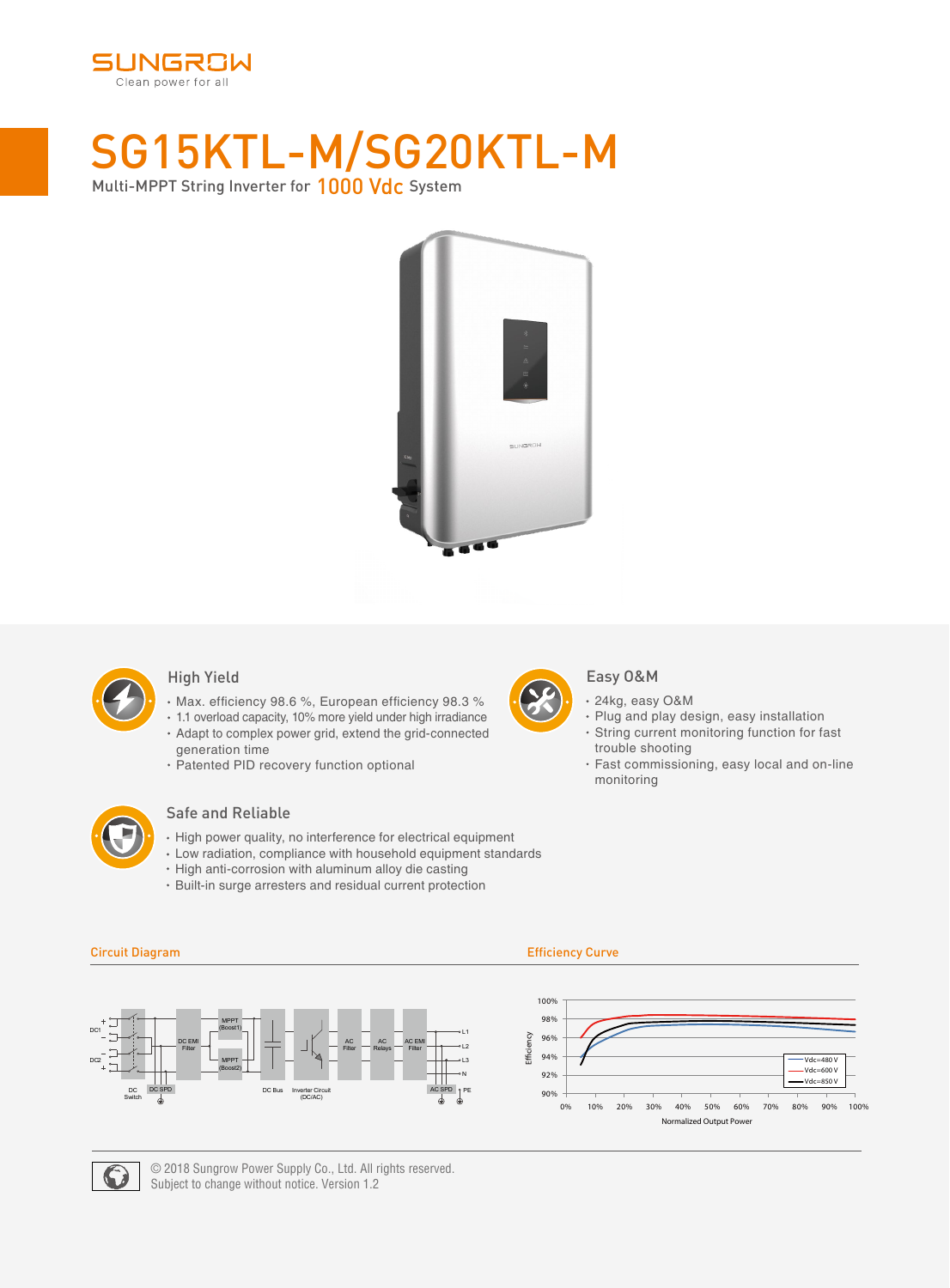SUNGROW
Clean power for all

# SG15KTL-M/SG20KTL-M

Multi-MPPT String Inverter for 1000 Vdc System

### High Yield

- Max. efficiency 98.6 %, European efficiency 98.3 %
- 1.1 overload capacity, 10% more yield under high irradiance
- Adapt to complex power grid, extend the grid-connected generation time
- Patented PID recovery function optional

### Easy O&M

- 24kg, easy O&M
- Plug and play design, easy installation
- String current monitoring function for fast trouble shooting
- Fast commissioning, easy local and on-line monitoring

### Safe and Reliable

- High power quality, no interference for electrical equipment
- Low radiation, compliance with household equipment standards
- High anti-corrosion with aluminum alloy die casting
- Built-in surge arresters and residual current protection

### Circuit Diagram

DC1, DC2, DC Switch, DC SPD, DC EMI Filter, MPPT (Boost1), MPPT (Boost2), DC Bus, Inverter Circuit (DC/AC), AC Filter, AC Relays, AC EMI Filter, AC SPD, L1, L2, L3, N, PE

### Efficiency Curve

Efficiency (90%–100%) vs. Normalized Output Power (0%–100%); Vdc=480 V, Vdc=600 V, Vdc=850 V

© 2018 Sungrow Power Supply Co., Ltd. All rights reserved.
Subject to change without notice. Version 1.2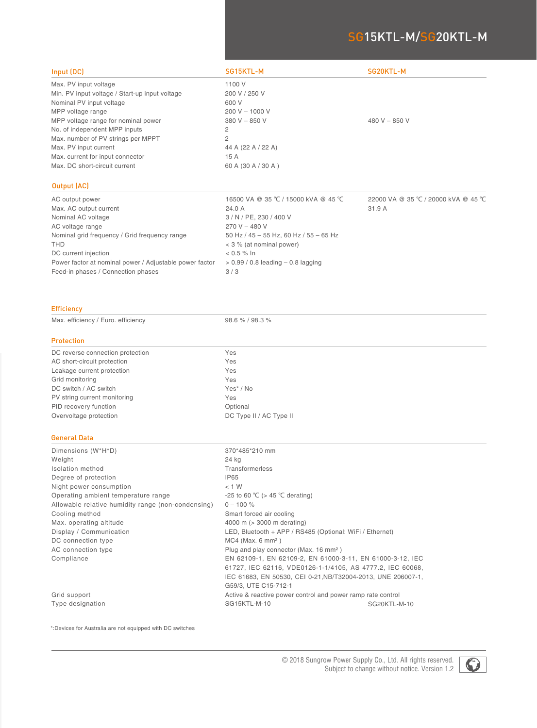# SG15KTL-M/SG20KTL-M

| Input (DC) | SG15KTL-M | SG20KTL-M |
| --- | --- | --- |
| Max. PV input voltage | 1100 V | |
| Min. PV input voltage / Start-up input voltage | 200 V / 250 V | |
| Nominal PV input voltage | 600 V | |
| MPP voltage range | 200 V – 1000 V | |
| MPP voltage range for nominal power | 380 V – 850 V | 480 V – 850 V |
| No. of independent MPP inputs | 2 | |
| Max. number of PV strings per MPPT | 2 | |
| Max. PV input current | 44 A (22 A / 22 A) | |
| Max. current for input connector | 15 A | |
| Max. DC short-circuit current | 60 A (30 A / 30 A ) | |
| **Output (AC)** | | |
| AC output power | 16500 VA @ 35 ℃ / 15000 kVA @ 45 ℃ | 22000 VA @ 35 ℃ / 20000 kVA @ 45 ℃ |
| Max. AC output current | 24.0 A | 31.9 A |
| Nominal AC voltage | 3 / N / PE, 230 / 400 V | |
| AC voltage range | 270 V – 480 V | |
| Nominal grid frequency / Grid frequency range | 50 Hz / 45 – 55 Hz, 60 Hz / 55 – 65 Hz | |
| THD | < 3 % (at nominal power) | |
| DC current injection | < 0.5 % In | |
| Power factor at nominal power / Adjustable power factor | > 0.99 / 0.8 leading – 0.8 lagging | |
| Feed-in phases / Connection phases | 3 / 3 | |
| **Efficiency** | | |
| Max. efficiency / Euro. efficiency | 98.6 % / 98.3 % | |
| **Protection** | | |
| DC reverse connection protection | Yes | |
| AC short-circuit protection | Yes | |
| Leakage current protection | Yes | |
| Grid monitoring | Yes | |
| DC switch / AC switch | Yes* / No | |
| PV string current monitoring | Yes | |
| PID recovery function | Optional | |
| Overvoltage protection | DC Type II / AC Type II | |
| **General Data** | | |
| Dimensions (W*H*D) | 370*485*210 mm | |
| Weight | 24 kg | |
| Isolation method | Transformerless | |
| Degree of protection | IP65 | |
| Night power consumption | < 1 W | |
| Operating ambient temperature range | -25 to 60 ℃ (> 45 ℃ derating) | |
| Allowable relative humidity range (non-condensing) | 0 – 100 % | |
| Cooling method | Smart forced air cooling | |
| Max. operating altitude | 4000 m (> 3000 m derating) | |
| Display / Communication | LED, Bluetooth + APP / RS485 (Optional: WiFi / Ethernet) | |
| DC connection type | MC4 (Max. 6 mm² ) | |
| AC connection type | Plug and play connector (Max. 16 mm² ) | |
| Compliance | EN 62109-1, EN 62109-2, EN 61000-3-11, EN 61000-3-12, IEC 61727, IEC 62116, VDE0126-1-1/4105, AS 4777.2, IEC 60068, IEC 61683, EN 50530, CEI 0-21,NB/T32004-2013, UNE 206007-1, G59/3, UTE C15-712-1 | |
| Grid support | Active & reactive power control and power ramp rate control | |
| Type designation | SG15KTL-M-10 | SG20KTL-M-10 |

*:Devices for Australia are not equipped with DC switches

© 2018 Sungrow Power Supply Co., Ltd. All rights reserved.
Subject to change without notice. Version 1.2